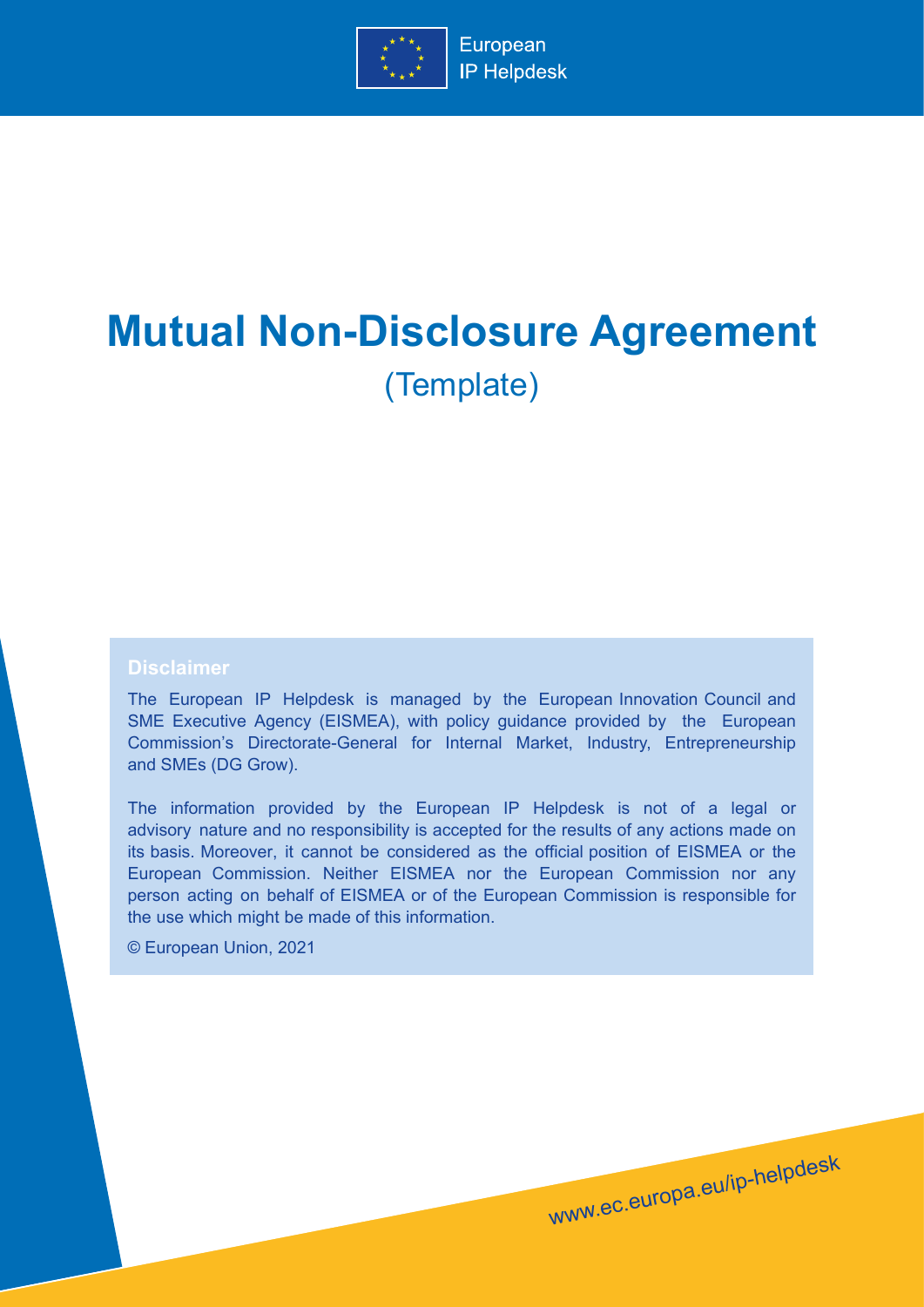European
IP Helpdesk

# Mutual Non-Disclosure Agreement

(Template)

**Disclaimer**

The European IP Helpdesk is managed by the European Innovation Council and SME Executive Agency (EISMEA), with policy guidance provided by the European Commission's Directorate-General for Internal Market, Industry, Entrepreneurship and SMEs (DG Grow).

The information provided by the European IP Helpdesk is not of a legal or advisory nature and no responsibility is accepted for the results of any actions made on its basis. Moreover, it cannot be considered as the official position of EISMEA or the European Commission. Neither EISMEA nor the European Commission nor any person acting on behalf of EISMEA or of the European Commission is responsible for the use which might be made of this information.

© European Union, 2021

www.ec.europa.eu/ip-helpdesk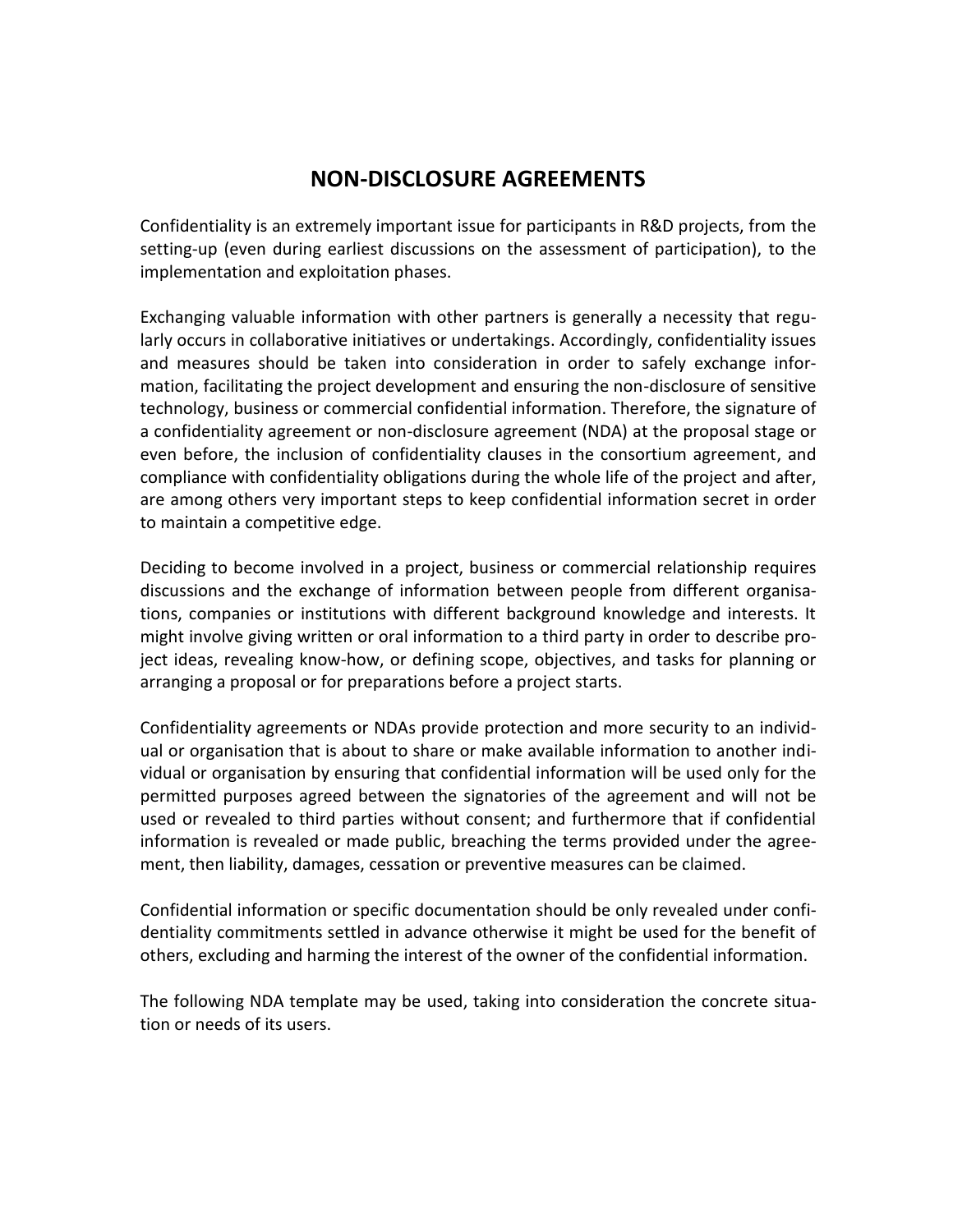# NON-DISCLOSURE AGREEMENTS

Confidentiality is an extremely important issue for participants in R&D projects, from the setting-up (even during earliest discussions on the assessment of participation), to the implementation and exploitation phases.

Exchanging valuable information with other partners is generally a necessity that regularly occurs in collaborative initiatives or undertakings. Accordingly, confidentiality issues and measures should be taken into consideration in order to safely exchange information, facilitating the project development and ensuring the non-disclosure of sensitive technology, business or commercial confidential information. Therefore, the signature of a confidentiality agreement or non-disclosure agreement (NDA) at the proposal stage or even before, the inclusion of confidentiality clauses in the consortium agreement, and compliance with confidentiality obligations during the whole life of the project and after, are among others very important steps to keep confidential information secret in order to maintain a competitive edge.

Deciding to become involved in a project, business or commercial relationship requires discussions and the exchange of information between people from different organisations, companies or institutions with different background knowledge and interests. It might involve giving written or oral information to a third party in order to describe project ideas, revealing know-how, or defining scope, objectives, and tasks for planning or arranging a proposal or for preparations before a project starts.

Confidentiality agreements or NDAs provide protection and more security to an individual or organisation that is about to share or make available information to another individual or organisation by ensuring that confidential information will be used only for the permitted purposes agreed between the signatories of the agreement and will not be used or revealed to third parties without consent; and furthermore that if confidential information is revealed or made public, breaching the terms provided under the agreement, then liability, damages, cessation or preventive measures can be claimed.

Confidential information or specific documentation should be only revealed under confidentiality commitments settled in advance otherwise it might be used for the benefit of others, excluding and harming the interest of the owner of the confidential information.

The following NDA template may be used, taking into consideration the concrete situation or needs of its users.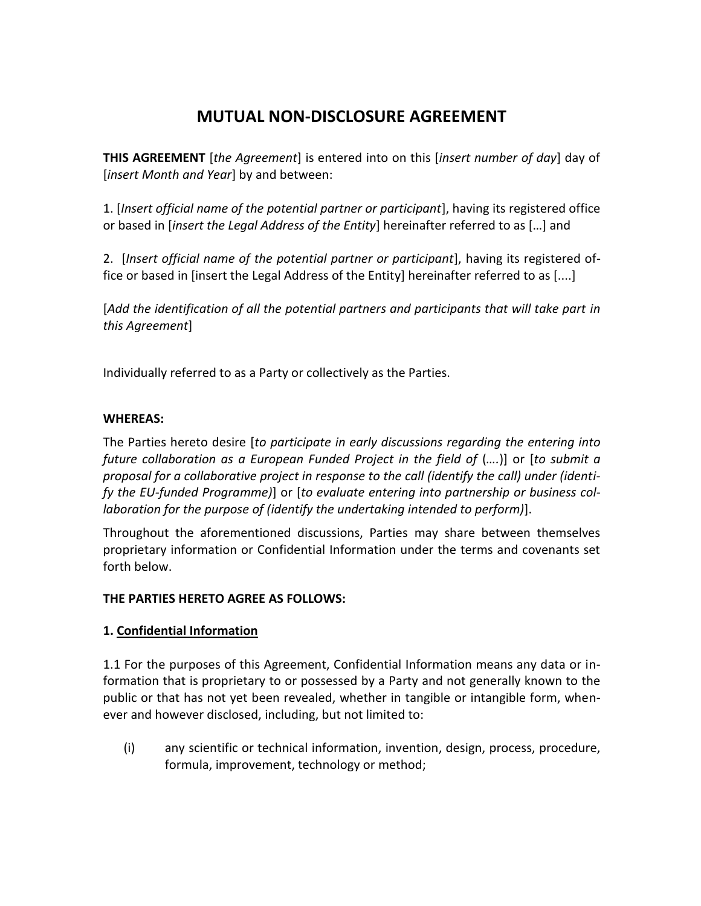# MUTUAL NON-DISCLOSURE AGREEMENT

**THIS AGREEMENT** [*the Agreement*] is entered into on this [*insert number of day*] day of [*insert Month and Year*] by and between:

1. [*Insert official name of the potential partner or participant*], having its registered office or based in [*insert the Legal Address of the Entity*] hereinafter referred to as […] and

2. [*Insert official name of the potential partner or participant*], having its registered office or based in [insert the Legal Address of the Entity] hereinafter referred to as [....]

[*Add the identification of all the potential partners and participants that will take part in this Agreement*]

Individually referred to as a Party or collectively as the Parties.

**WHEREAS:**

The Parties hereto desire [*to participate in early discussions regarding the entering into future collaboration as a European Funded Project in the field of* (….)] or [*to submit a proposal for a collaborative project in response to the call (identify the call) under (identify the EU-funded Programme)*] or [*to evaluate entering into partnership or business collaboration for the purpose of (identify the undertaking intended to perform)*].

Throughout the aforementioned discussions, Parties may share between themselves proprietary information or Confidential Information under the terms and covenants set forth below.

**THE PARTIES HERETO AGREE AS FOLLOWS:**

**1. <u>Confidential Information</u>**

1.1 For the purposes of this Agreement, Confidential Information means any data or information that is proprietary to or possessed by a Party and not generally known to the public or that has not yet been revealed, whether in tangible or intangible form, whenever and however disclosed, including, but not limited to:

(i) any scientific or technical information, invention, design, process, procedure, formula, improvement, technology or method;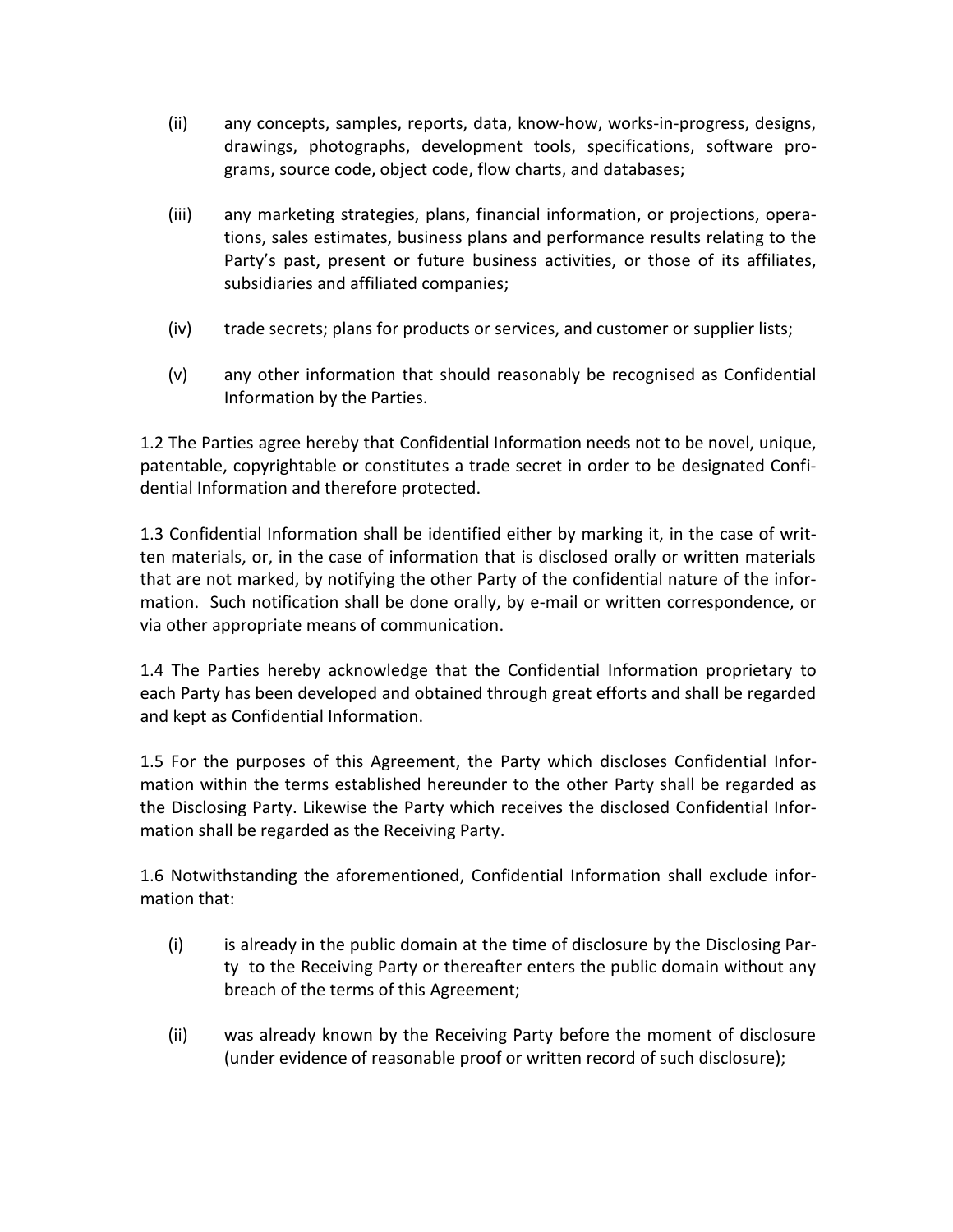(ii) any concepts, samples, reports, data, know-how, works-in-progress, designs, drawings, photographs, development tools, specifications, software programs, source code, object code, flow charts, and databases;

(iii) any marketing strategies, plans, financial information, or projections, operations, sales estimates, business plans and performance results relating to the Party's past, present or future business activities, or those of its affiliates, subsidiaries and affiliated companies;

(iv) trade secrets; plans for products or services, and customer or supplier lists;

(v) any other information that should reasonably be recognised as Confidential Information by the Parties.

1.2 The Parties agree hereby that Confidential Information needs not to be novel, unique, patentable, copyrightable or constitutes a trade secret in order to be designated Confidential Information and therefore protected.

1.3 Confidential Information shall be identified either by marking it, in the case of written materials, or, in the case of information that is disclosed orally or written materials that are not marked, by notifying the other Party of the confidential nature of the information. Such notification shall be done orally, by e-mail or written correspondence, or via other appropriate means of communication.

1.4 The Parties hereby acknowledge that the Confidential Information proprietary to each Party has been developed and obtained through great efforts and shall be regarded and kept as Confidential Information.

1.5 For the purposes of this Agreement, the Party which discloses Confidential Information within the terms established hereunder to the other Party shall be regarded as the Disclosing Party. Likewise the Party which receives the disclosed Confidential Information shall be regarded as the Receiving Party.

1.6 Notwithstanding the aforementioned, Confidential Information shall exclude information that:

(i) is already in the public domain at the time of disclosure by the Disclosing Party to the Receiving Party or thereafter enters the public domain without any breach of the terms of this Agreement;

(ii) was already known by the Receiving Party before the moment of disclosure (under evidence of reasonable proof or written record of such disclosure);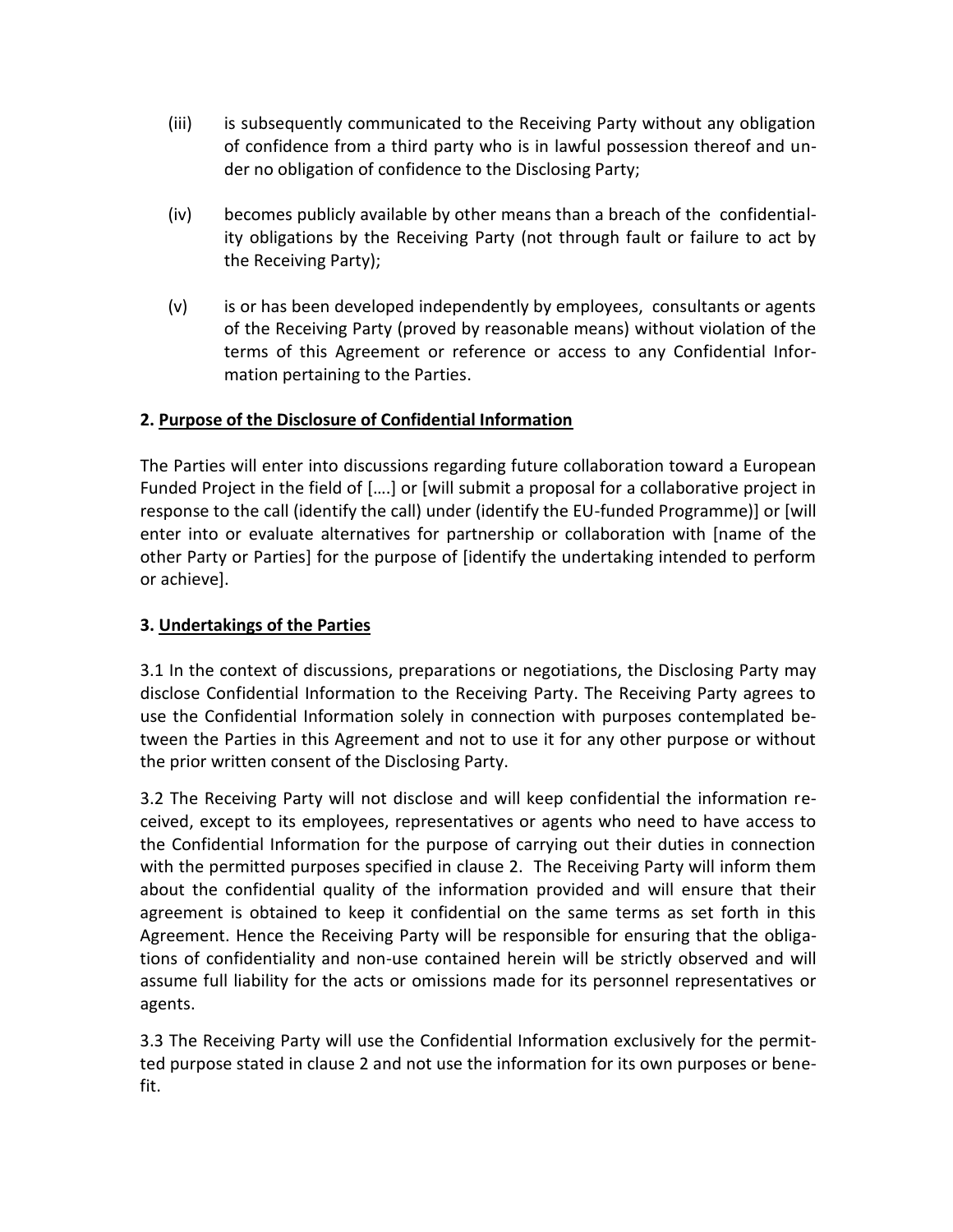(iii) is subsequently communicated to the Receiving Party without any obligation of confidence from a third party who is in lawful possession thereof and under no obligation of confidence to the Disclosing Party;

(iv) becomes publicly available by other means than a breach of the confidentiality obligations by the Receiving Party (not through fault or failure to act by the Receiving Party);

(v) is or has been developed independently by employees, consultants or agents of the Receiving Party (proved by reasonable means) without violation of the terms of this Agreement or reference or access to any Confidential Information pertaining to the Parties.

**2. <u>Purpose of the Disclosure of Confidential Information</u>**

The Parties will enter into discussions regarding future collaboration toward a European Funded Project in the field of [….] or [will submit a proposal for a collaborative project in response to the call (identify the call) under (identify the EU-funded Programme)] or [will enter into or evaluate alternatives for partnership or collaboration with [name of the other Party or Parties] for the purpose of [identify the undertaking intended to perform or achieve].

**3. <u>Undertakings of the Parties</u>**

3.1 In the context of discussions, preparations or negotiations, the Disclosing Party may disclose Confidential Information to the Receiving Party. The Receiving Party agrees to use the Confidential Information solely in connection with purposes contemplated between the Parties in this Agreement and not to use it for any other purpose or without the prior written consent of the Disclosing Party.

3.2 The Receiving Party will not disclose and will keep confidential the information received, except to its employees, representatives or agents who need to have access to the Confidential Information for the purpose of carrying out their duties in connection with the permitted purposes specified in clause 2. The Receiving Party will inform them about the confidential quality of the information provided and will ensure that their agreement is obtained to keep it confidential on the same terms as set forth in this Agreement. Hence the Receiving Party will be responsible for ensuring that the obligations of confidentiality and non-use contained herein will be strictly observed and will assume full liability for the acts or omissions made for its personnel representatives or agents.

3.3 The Receiving Party will use the Confidential Information exclusively for the permitted purpose stated in clause 2 and not use the information for its own purposes or benefit.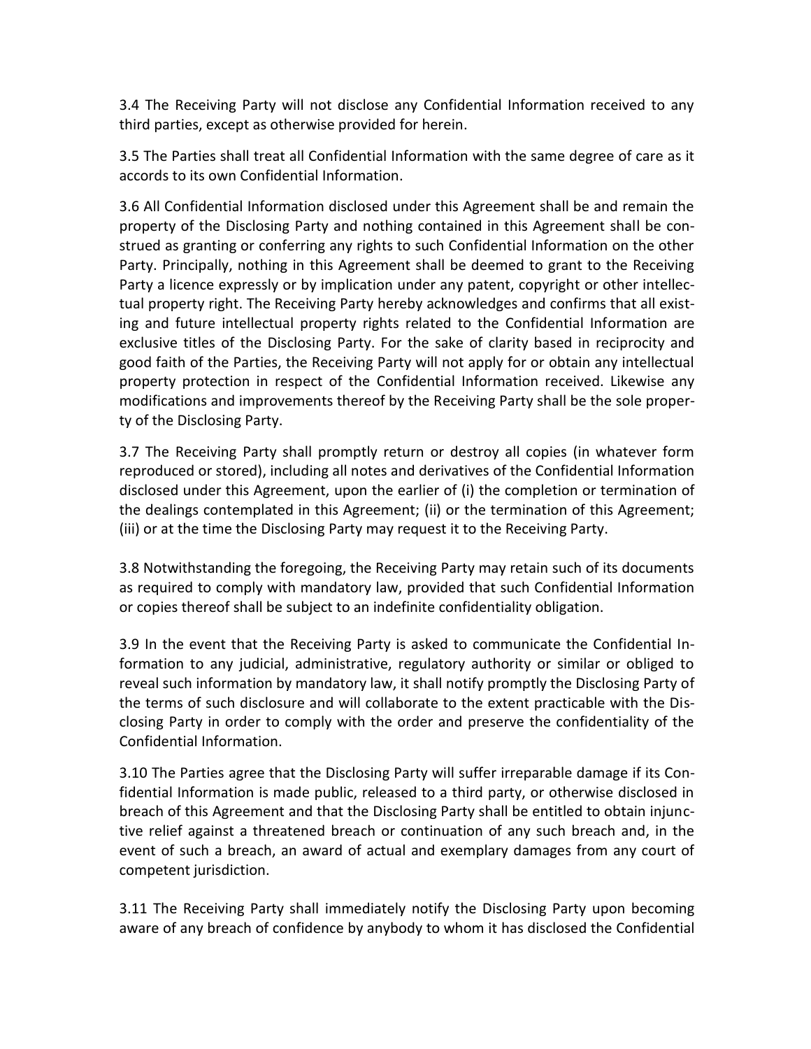3.4 The Receiving Party will not disclose any Confidential Information received to any third parties, except as otherwise provided for herein.

3.5 The Parties shall treat all Confidential Information with the same degree of care as it accords to its own Confidential Information.

3.6 All Confidential Information disclosed under this Agreement shall be and remain the property of the Disclosing Party and nothing contained in this Agreement shall be construed as granting or conferring any rights to such Confidential Information on the other Party. Principally, nothing in this Agreement shall be deemed to grant to the Receiving Party a licence expressly or by implication under any patent, copyright or other intellectual property right. The Receiving Party hereby acknowledges and confirms that all existing and future intellectual property rights related to the Confidential Information are exclusive titles of the Disclosing Party. For the sake of clarity based in reciprocity and good faith of the Parties, the Receiving Party will not apply for or obtain any intellectual property protection in respect of the Confidential Information received. Likewise any modifications and improvements thereof by the Receiving Party shall be the sole property of the Disclosing Party.

3.7 The Receiving Party shall promptly return or destroy all copies (in whatever form reproduced or stored), including all notes and derivatives of the Confidential Information disclosed under this Agreement, upon the earlier of (i) the completion or termination of the dealings contemplated in this Agreement; (ii) or the termination of this Agreement; (iii) or at the time the Disclosing Party may request it to the Receiving Party.

3.8 Notwithstanding the foregoing, the Receiving Party may retain such of its documents as required to comply with mandatory law, provided that such Confidential Information or copies thereof shall be subject to an indefinite confidentiality obligation.

3.9 In the event that the Receiving Party is asked to communicate the Confidential Information to any judicial, administrative, regulatory authority or similar or obliged to reveal such information by mandatory law, it shall notify promptly the Disclosing Party of the terms of such disclosure and will collaborate to the extent practicable with the Disclosing Party in order to comply with the order and preserve the confidentiality of the Confidential Information.

3.10 The Parties agree that the Disclosing Party will suffer irreparable damage if its Confidential Information is made public, released to a third party, or otherwise disclosed in breach of this Agreement and that the Disclosing Party shall be entitled to obtain injunctive relief against a threatened breach or continuation of any such breach and, in the event of such a breach, an award of actual and exemplary damages from any court of competent jurisdiction.

3.11 The Receiving Party shall immediately notify the Disclosing Party upon becoming aware of any breach of confidence by anybody to whom it has disclosed the Confidential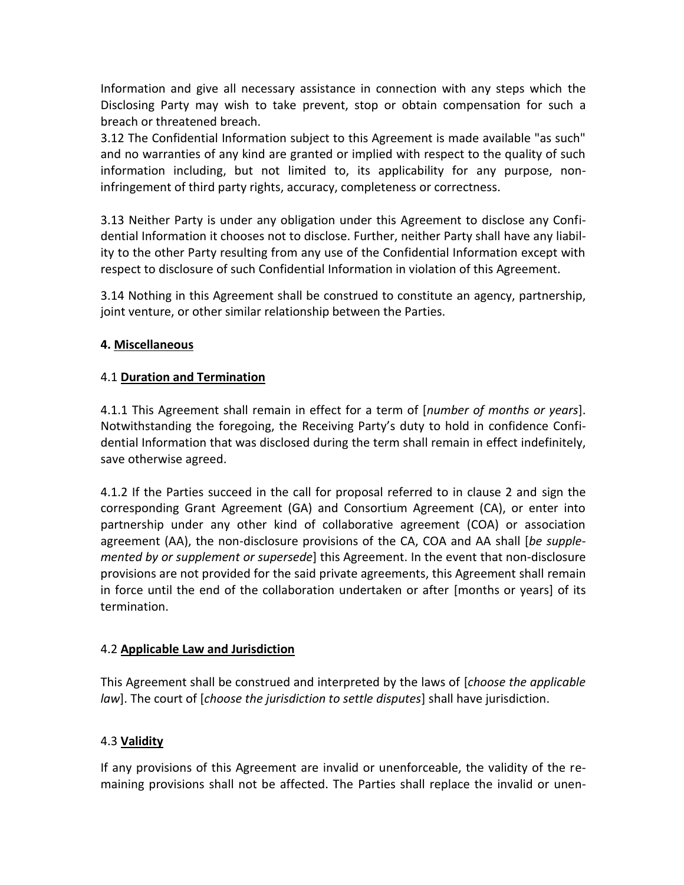Information and give all necessary assistance in connection with any steps which the Disclosing Party may wish to take prevent, stop or obtain compensation for such a breach or threatened breach.

3.12 The Confidential Information subject to this Agreement is made available "as such" and no warranties of any kind are granted or implied with respect to the quality of such information including, but not limited to, its applicability for any purpose, non-infringement of third party rights, accuracy, completeness or correctness.

3.13 Neither Party is under any obligation under this Agreement to disclose any Confidential Information it chooses not to disclose. Further, neither Party shall have any liability to the other Party resulting from any use of the Confidential Information except with respect to disclosure of such Confidential Information in violation of this Agreement.

3.14 Nothing in this Agreement shall be construed to constitute an agency, partnership, joint venture, or other similar relationship between the Parties.

**4. <u>Miscellaneous</u>**

4.1 **<u>Duration and Termination</u>**

4.1.1 This Agreement shall remain in effect for a term of [*number of months or years*]. Notwithstanding the foregoing, the Receiving Party's duty to hold in confidence Confidential Information that was disclosed during the term shall remain in effect indefinitely, save otherwise agreed.

4.1.2 If the Parties succeed in the call for proposal referred to in clause 2 and sign the corresponding Grant Agreement (GA) and Consortium Agreement (CA), or enter into partnership under any other kind of collaborative agreement (COA) or association agreement (AA), the non-disclosure provisions of the CA, COA and AA shall [*be supplemented by or supplement or supersede*] this Agreement. In the event that non-disclosure provisions are not provided for the said private agreements, this Agreement shall remain in force until the end of the collaboration undertaken or after [months or years] of its termination.

4.2 **<u>Applicable Law and Jurisdiction</u>**

This Agreement shall be construed and interpreted by the laws of [*choose the applicable law*]. The court of [*choose the jurisdiction to settle disputes*] shall have jurisdiction.

4.3 **<u>Validity</u>**

If any provisions of this Agreement are invalid or unenforceable, the validity of the remaining provisions shall not be affected. The Parties shall replace the invalid or unen-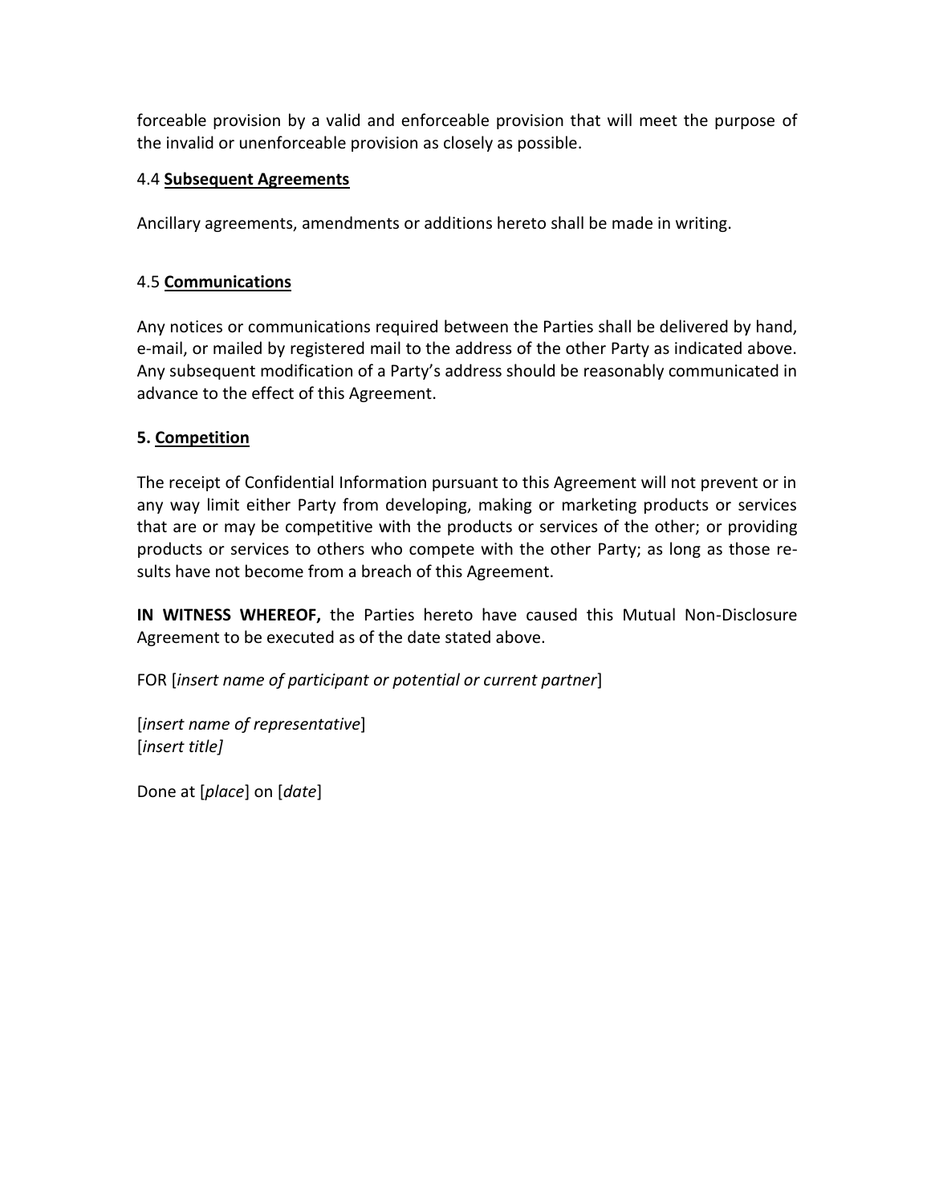forceable provision by a valid and enforceable provision that will meet the purpose of the invalid or unenforceable provision as closely as possible.

4.4 **Subsequent Agreements**

Ancillary agreements, amendments or additions hereto shall be made in writing.

4.5 **Communications**

Any notices or communications required between the Parties shall be delivered by hand, e-mail, or mailed by registered mail to the address of the other Party as indicated above. Any subsequent modification of a Party's address should be reasonably communicated in advance to the effect of this Agreement.

**5. Competition**

The receipt of Confidential Information pursuant to this Agreement will not prevent or in any way limit either Party from developing, making or marketing products or services that are or may be competitive with the products or services of the other; or providing products or services to others who compete with the other Party; as long as those results have not become from a breach of this Agreement.

**IN WITNESS WHEREOF,** the Parties hereto have caused this Mutual Non-Disclosure Agreement to be executed as of the date stated above.

FOR [*insert name of participant or potential or current partner*]

[*insert name of representative*]
[*insert title]*

Done at [*place*] on [*date*]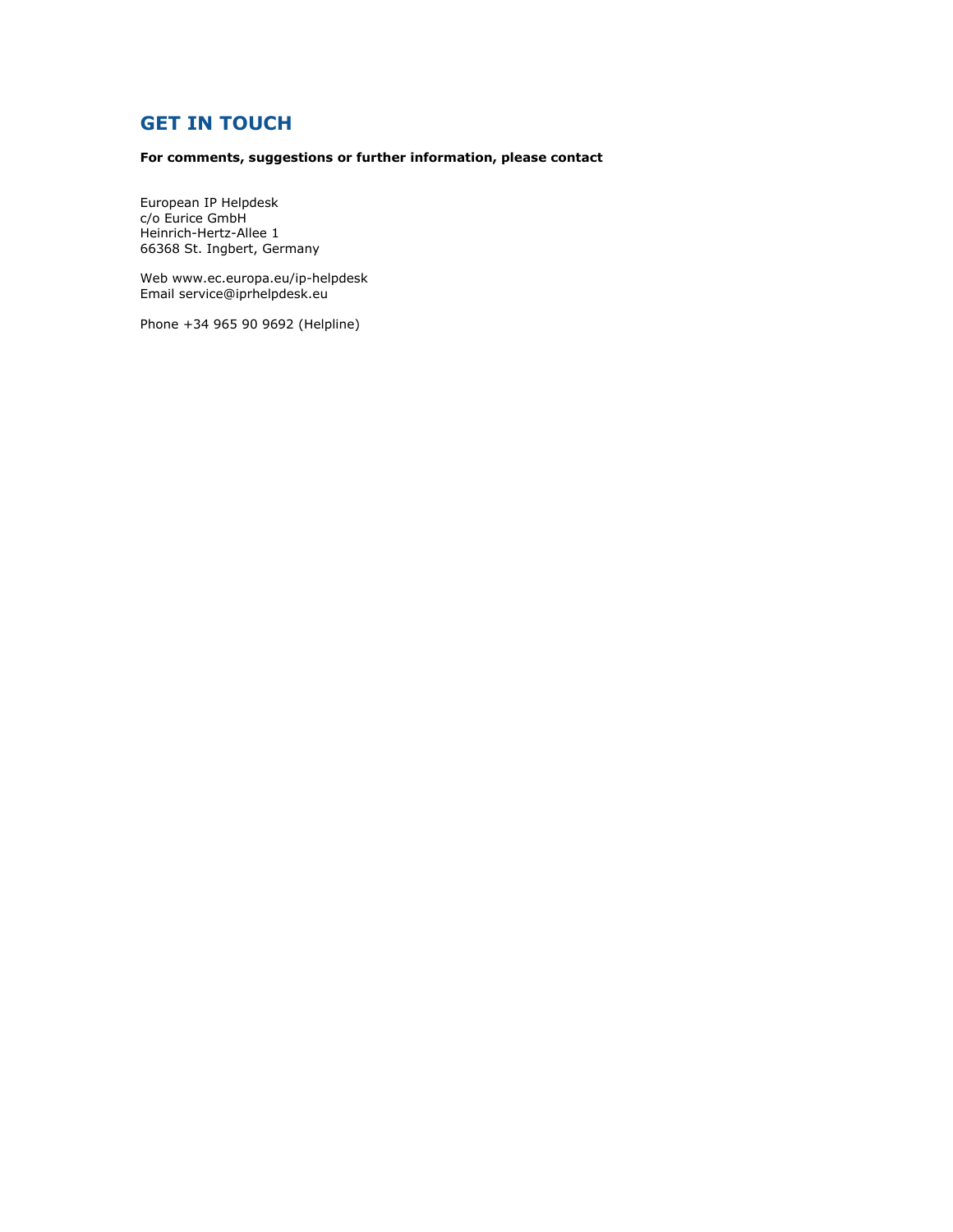## GET IN TOUCH

**For comments, suggestions or further information, please contact**

European IP Helpdesk
c/o Eurice GmbH
Heinrich-Hertz-Allee 1
66368 St. Ingbert, Germany

Web www.ec.europa.eu/ip-helpdesk
Email service@iprhelpdesk.eu

Phone +34 965 90 9692 (Helpline)